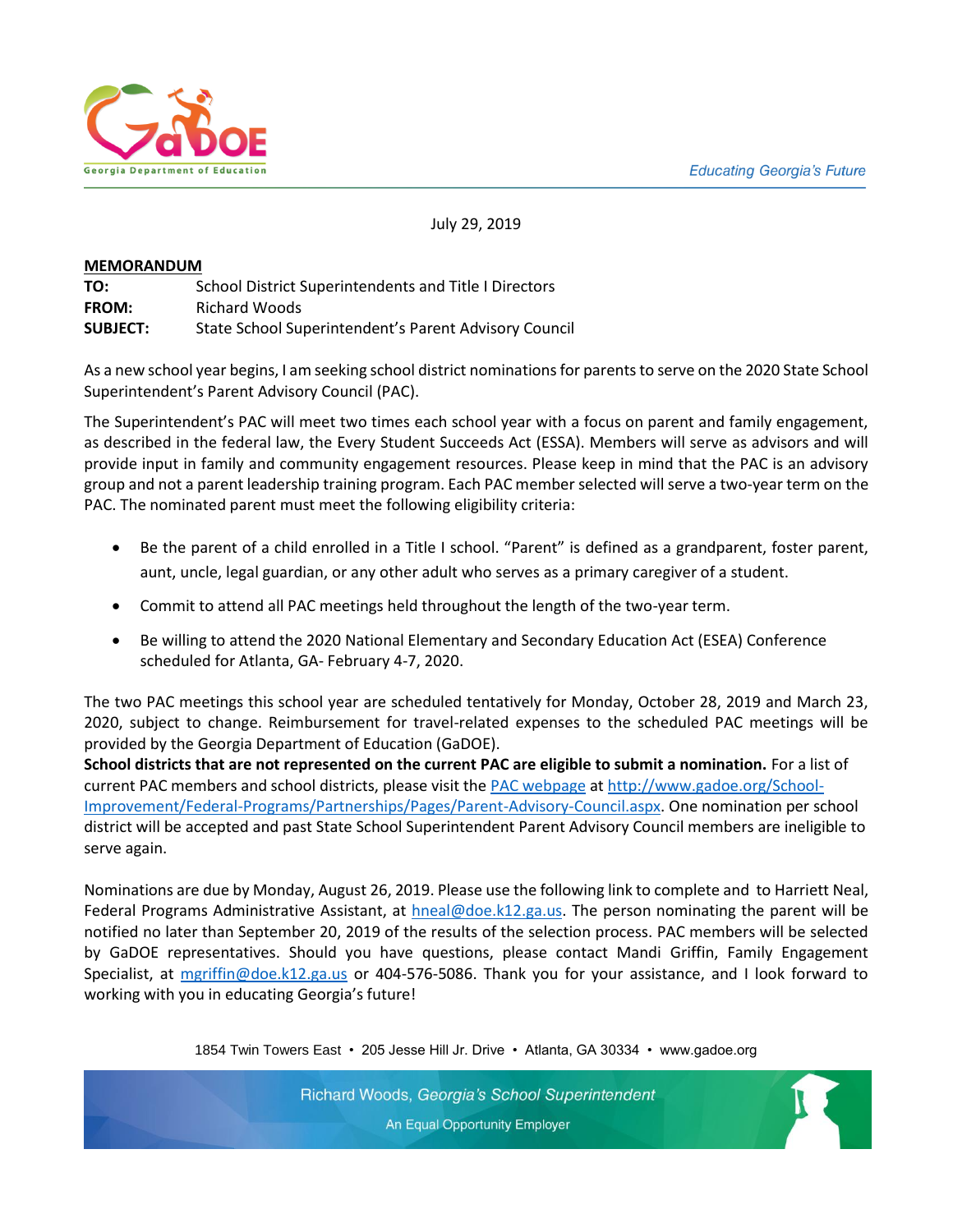Georgia Department of Education

*Educating Georgia's Future*

July 29, 2019

**MEMORANDUM**

**TO:** School District Superintendents and Title I Directors
**FROM:** Richard Woods
**SUBJECT:** State School Superintendent's Parent Advisory Council

As a new school year begins, I am seeking school district nominations for parents to serve on the 2020 State School Superintendent's Parent Advisory Council (PAC).

The Superintendent's PAC will meet two times each school year with a focus on parent and family engagement, as described in the federal law, the Every Student Succeeds Act (ESSA). Members will serve as advisors and will provide input in family and community engagement resources. Please keep in mind that the PAC is an advisory group and not a parent leadership training program. Each PAC member selected will serve a two-year term on the PAC. The nominated parent must meet the following eligibility criteria:

- Be the parent of a child enrolled in a Title I school. "Parent" is defined as a grandparent, foster parent, aunt, uncle, legal guardian, or any other adult who serves as a primary caregiver of a student.
- Commit to attend all PAC meetings held throughout the length of the two-year term.
- Be willing to attend the 2020 National Elementary and Secondary Education Act (ESEA) Conference scheduled for Atlanta, GA- February 4-7, 2020.

The two PAC meetings this school year are scheduled tentatively for Monday, October 28, 2019 and March 23, 2020, subject to change. Reimbursement for travel-related expenses to the scheduled PAC meetings will be provided by the Georgia Department of Education (GaDOE).

**School districts that are not represented on the current PAC are eligible to submit a nomination.** For a list of current PAC members and school districts, please visit the PAC webpage at http://www.gadoe.org/School-Improvement/Federal-Programs/Partnerships/Pages/Parent-Advisory-Council.aspx. One nomination per school district will be accepted and past State School Superintendent Parent Advisory Council members are ineligible to serve again.

Nominations are due by Monday, August 26, 2019. Please use the following link to complete and to Harriett Neal, Federal Programs Administrative Assistant, at hneal@doe.k12.ga.us. The person nominating the parent will be notified no later than September 20, 2019 of the results of the selection process. PAC members will be selected by GaDOE representatives. Should you have questions, please contact Mandi Griffin, Family Engagement Specialist, at mgriffin@doe.k12.ga.us or 404-576-5086. Thank you for your assistance, and I look forward to working with you in educating Georgia's future!

1854 Twin Towers East • 205 Jesse Hill Jr. Drive • Atlanta, GA 30334 • www.gadoe.org

Richard Woods, *Georgia's School Superintendent*

An Equal Opportunity Employer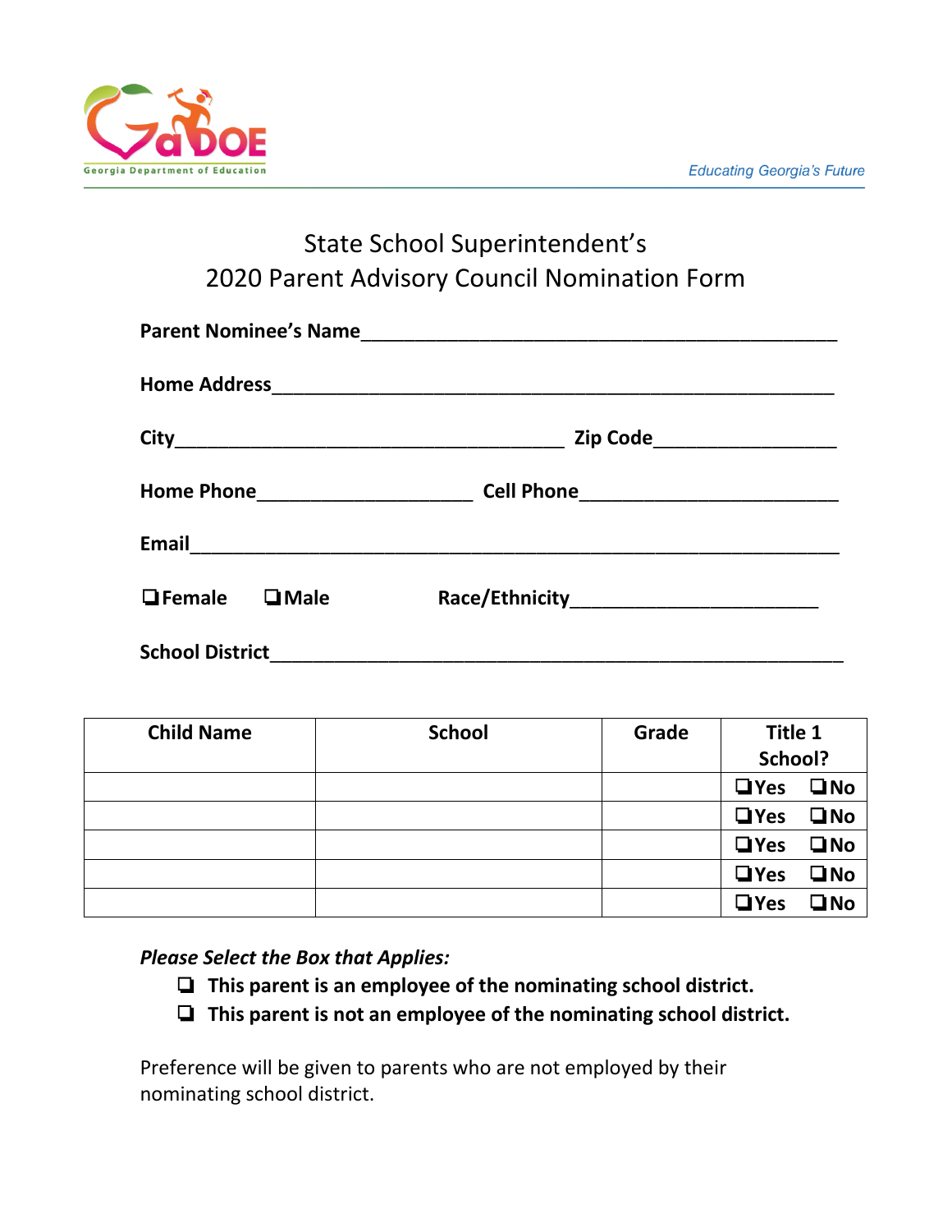Georgia Department of Education

*Educating Georgia's Future*

# State School Superintendent's
# 2020 Parent Advisory Council Nomination Form

**Parent Nominee's Name**_______________________________________________

**Home Address**_______________________________________________________

**City**_____________________________________ **Zip Code**_________________

**Home Phone**____________________ **Cell Phone**________________________

**Email**______________________________________________________________

**❏Female ❏Male** **Race/Ethnicity**_______________________

**School District**______________________________________________________

| Child Name | School | Grade | Title 1 School? |
|---|---|---|---|
| | | | ❏Yes ❏No |
| | | | ❏Yes ❏No |
| | | | ❏Yes ❏No |
| | | | ❏Yes ❏No |
| | | | ❏Yes ❏No |

***Please Select the Box that Applies:***

- ❏ **This parent is an employee of the nominating school district.**
- ❏ **This parent is not an employee of the nominating school district.**

Preference will be given to parents who are not employed by their nominating school district.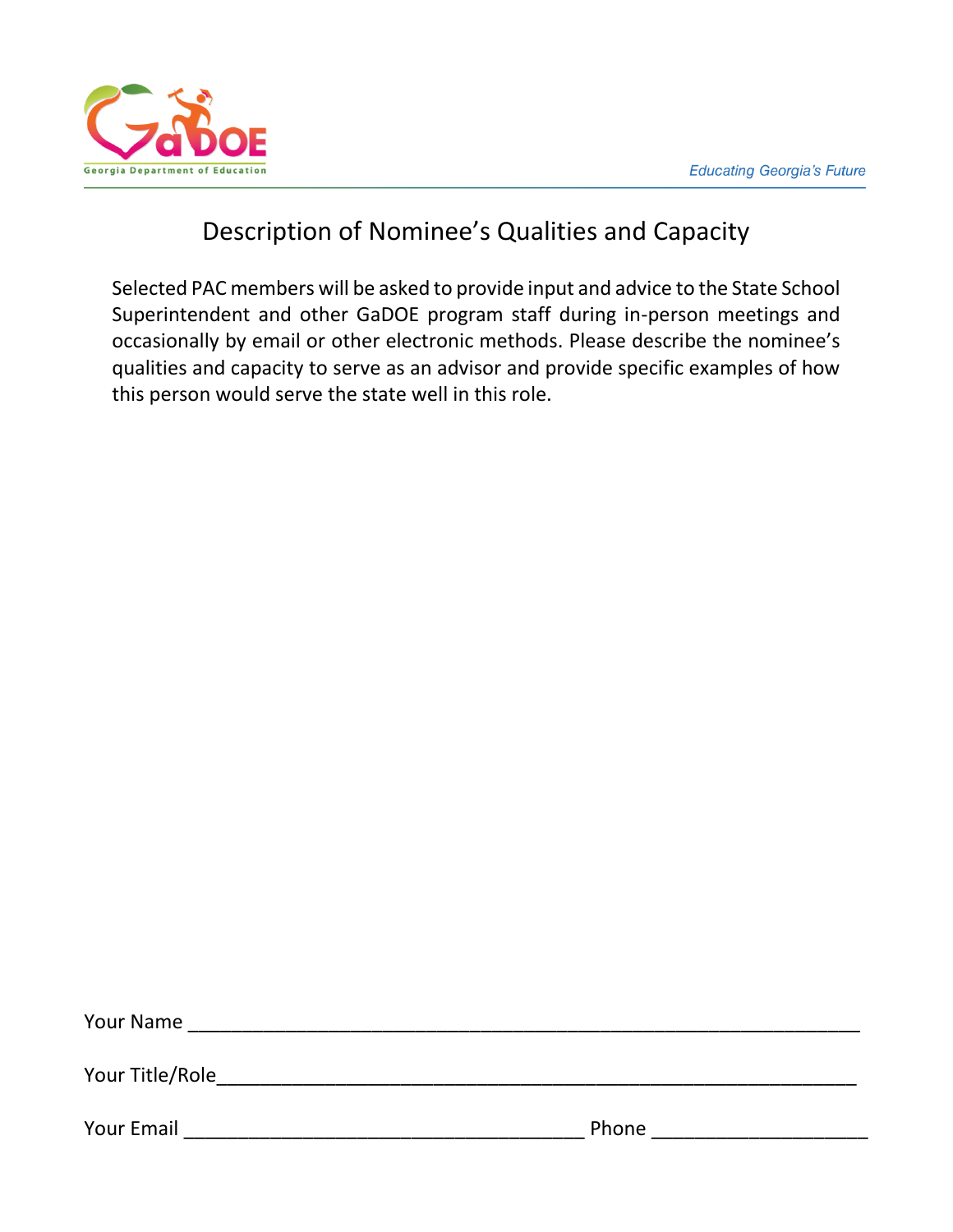# Description of Nominee's Qualities and Capacity

Selected PAC members will be asked to provide input and advice to the State School Superintendent and other GaDOE program staff during in-person meetings and occasionally by email or other electronic methods. Please describe the nominee's qualities and capacity to serve as an advisor and provide specific examples of how this person would serve the state well in this role.

Your Name ____________________________________________________________

Your Title/Role__________________________________________________________

Your Email ____________________________________ Phone ____________________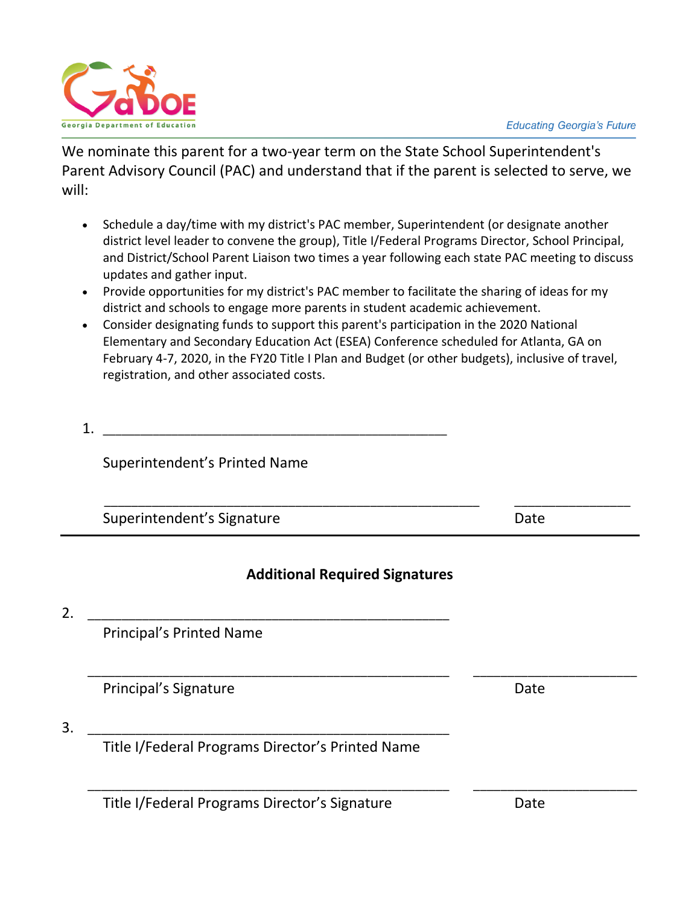We nominate this parent for a two-year term on the State School Superintendent's Parent Advisory Council (PAC) and understand that if the parent is selected to serve, we will:

- Schedule a day/time with my district's PAC member, Superintendent (or designate another district level leader to convene the group), Title I/Federal Programs Director, School Principal, and District/School Parent Liaison two times a year following each state PAC meeting to discuss updates and gather input.
- Provide opportunities for my district's PAC member to facilitate the sharing of ideas for my district and schools to engage more parents in student academic achievement.
- Consider designating funds to support this parent's participation in the 2020 National Elementary and Secondary Education Act (ESEA) Conference scheduled for Atlanta, GA on February 4-7, 2020, in the FY20 Title I Plan and Budget (or other budgets), inclusive of travel, registration, and other associated costs.

1. ______________________________________________

Superintendent's Printed Name

______________________________________________ _______________

Superintendent's Signature Date

---

**Additional Required Signatures**

2. ______________________________________________

Principal's Printed Name

______________________________________________ _______________

Principal's Signature Date

3. ______________________________________________

Title I/Federal Programs Director's Printed Name

______________________________________________ _______________

Title I/Federal Programs Director's Signature Date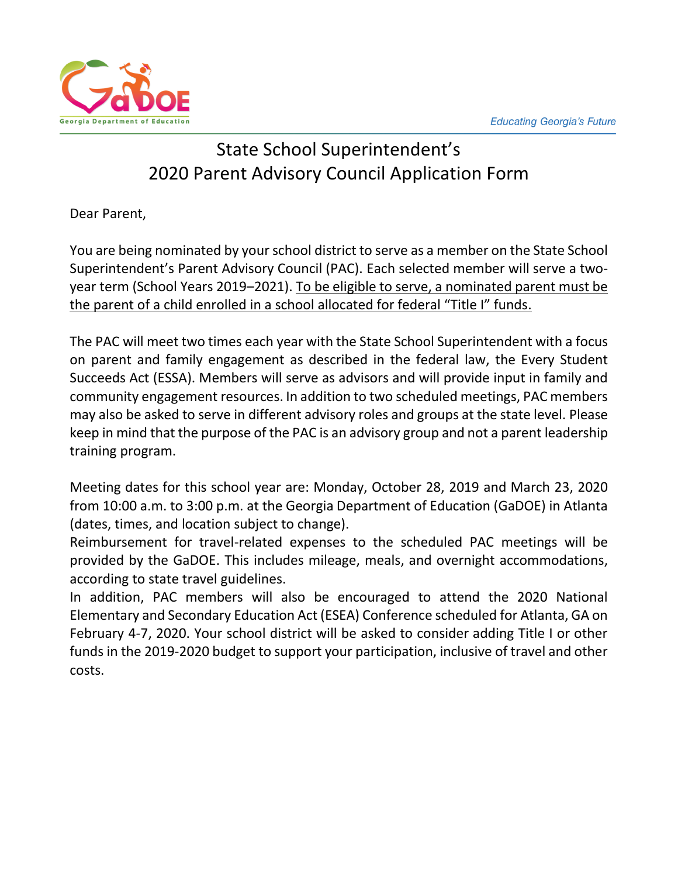# State School Superintendent's 2020 Parent Advisory Council Application Form

Dear Parent,

You are being nominated by your school district to serve as a member on the State School Superintendent's Parent Advisory Council (PAC). Each selected member will serve a two-year term (School Years 2019–2021). To be eligible to serve, a nominated parent must be the parent of a child enrolled in a school allocated for federal "Title I" funds.

The PAC will meet two times each year with the State School Superintendent with a focus on parent and family engagement as described in the federal law, the Every Student Succeeds Act (ESSA). Members will serve as advisors and will provide input in family and community engagement resources. In addition to two scheduled meetings, PAC members may also be asked to serve in different advisory roles and groups at the state level. Please keep in mind that the purpose of the PAC is an advisory group and not a parent leadership training program.

Meeting dates for this school year are: Monday, October 28, 2019 and March 23, 2020 from 10:00 a.m. to 3:00 p.m. at the Georgia Department of Education (GaDOE) in Atlanta (dates, times, and location subject to change).

Reimbursement for travel-related expenses to the scheduled PAC meetings will be provided by the GaDOE. This includes mileage, meals, and overnight accommodations, according to state travel guidelines.

In addition, PAC members will also be encouraged to attend the 2020 National Elementary and Secondary Education Act (ESEA) Conference scheduled for Atlanta, GA on February 4-7, 2020. Your school district will be asked to consider adding Title I or other funds in the 2019-2020 budget to support your participation, inclusive of travel and other costs.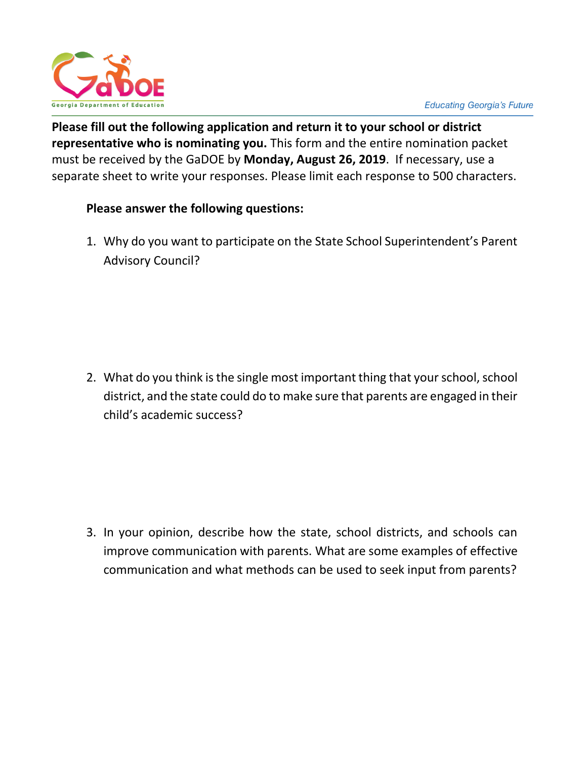**Please fill out the following application and return it to your school or district representative who is nominating you.** This form and the entire nomination packet must be received by the GaDOE by **Monday, August 26, 2019**. If necessary, use a separate sheet to write your responses. Please limit each response to 500 characters.

**Please answer the following questions:**

1. Why do you want to participate on the State School Superintendent's Parent Advisory Council?

2. What do you think is the single most important thing that your school, school district, and the state could do to make sure that parents are engaged in their child's academic success?

3. In your opinion, describe how the state, school districts, and schools can improve communication with parents. What are some examples of effective communication and what methods can be used to seek input from parents?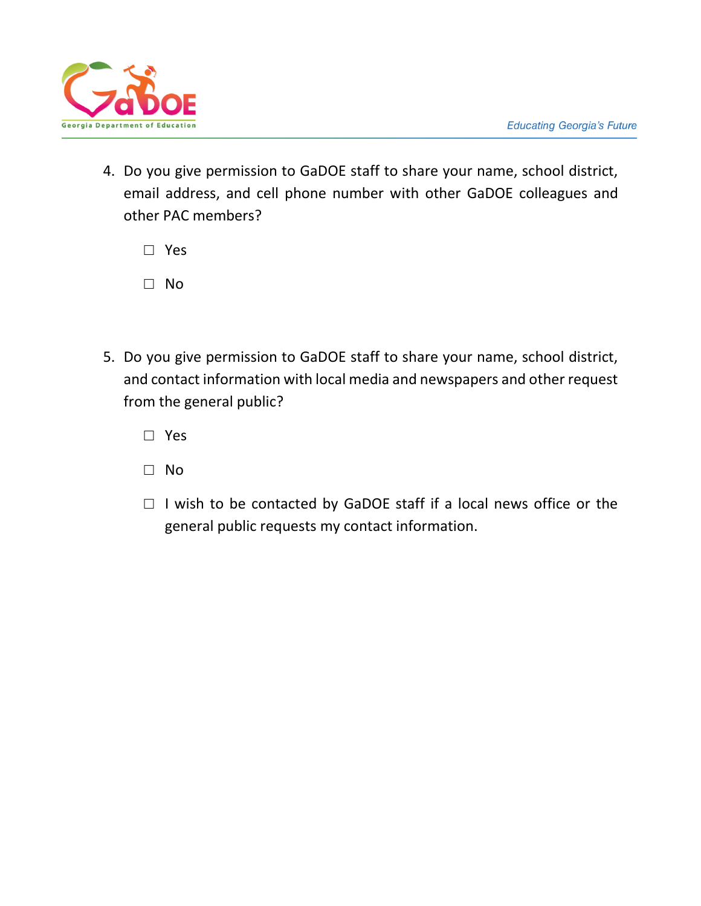4. Do you give permission to GaDOE staff to share your name, school district, email address, and cell phone number with other GaDOE colleagues and other PAC members?

   ☐ Yes

   ☐ No

5. Do you give permission to GaDOE staff to share your name, school district, and contact information with local media and newspapers and other request from the general public?

   ☐ Yes

   ☐ No

   ☐ I wish to be contacted by GaDOE staff if a local news office or the general public requests my contact information.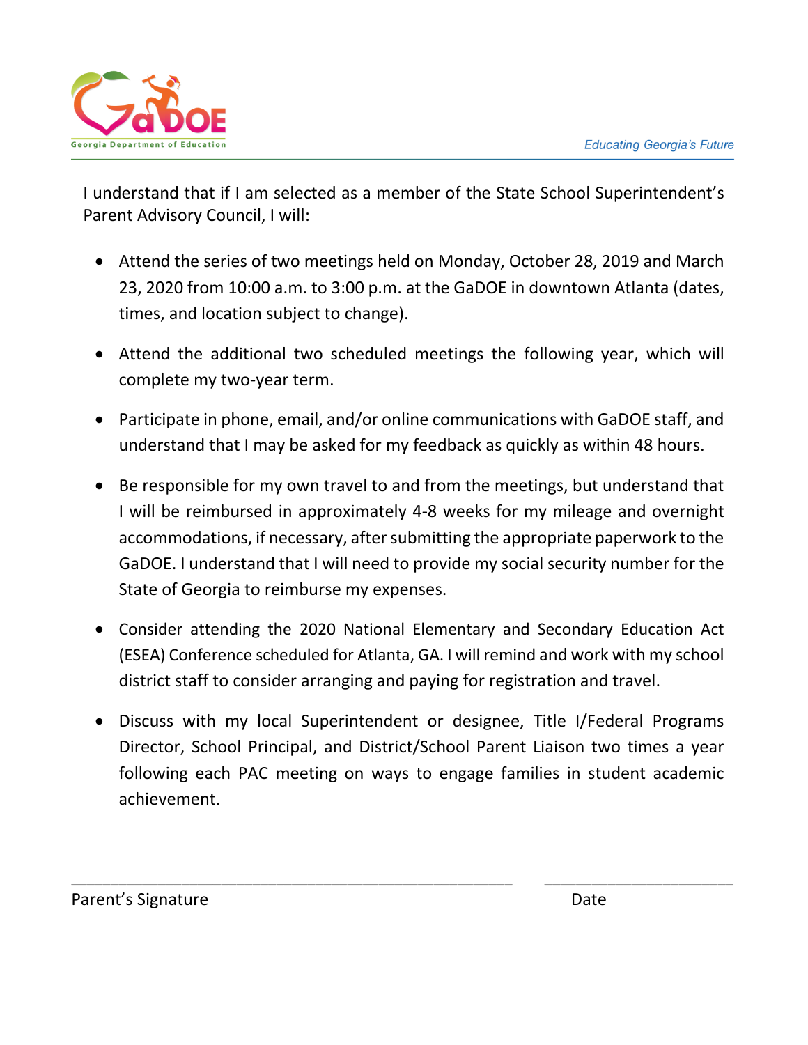I understand that if I am selected as a member of the State School Superintendent's Parent Advisory Council, I will:

- Attend the series of two meetings held on Monday, October 28, 2019 and March 23, 2020 from 10:00 a.m. to 3:00 p.m. at the GaDOE in downtown Atlanta (dates, times, and location subject to change).
- Attend the additional two scheduled meetings the following year, which will complete my two-year term.
- Participate in phone, email, and/or online communications with GaDOE staff, and understand that I may be asked for my feedback as quickly as within 48 hours.
- Be responsible for my own travel to and from the meetings, but understand that I will be reimbursed in approximately 4-8 weeks for my mileage and overnight accommodations, if necessary, after submitting the appropriate paperwork to the GaDOE. I understand that I will need to provide my social security number for the State of Georgia to reimburse my expenses.
- Consider attending the 2020 National Elementary and Secondary Education Act (ESEA) Conference scheduled for Atlanta, GA. I will remind and work with my school district staff to consider arranging and paying for registration and travel.
- Discuss with my local Superintendent or designee, Title I/Federal Programs Director, School Principal, and District/School Parent Liaison two times a year following each PAC meeting on ways to engage families in student academic achievement.

_______________________________________________ ____________________

Parent's Signature Date